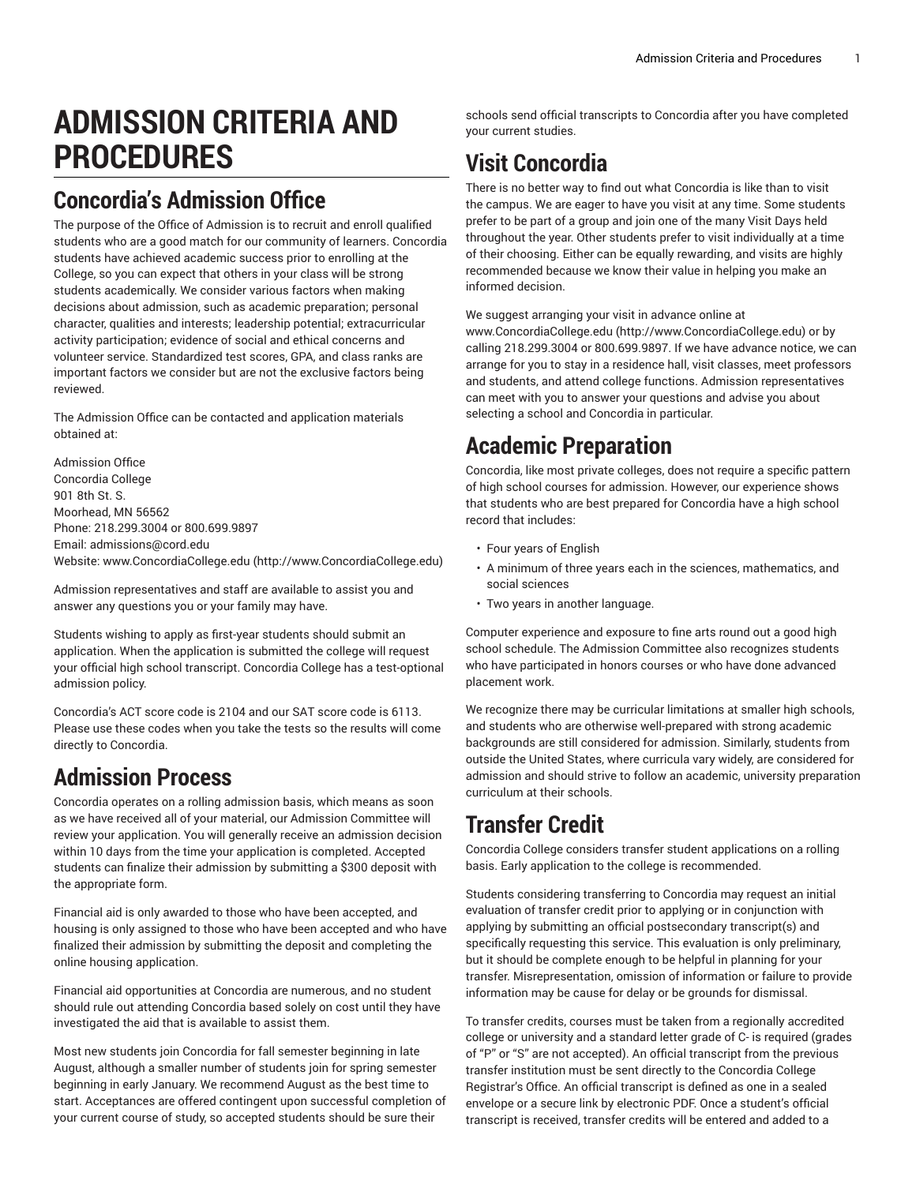# ADMISSION CRITERIA AND PROCEDURES

## Concordia's Admission Office

The purpose of the Office of Admission is to recruit and enroll qualified students who are a good match for our community of learners. Concordia students have achieved academic success prior to enrolling at the College, so you can expect that others in your class will be strong students academically. We consider various factors when making decisions about admission, such as academic preparation; personal character, qualities and interests; leadership potential; extracurricular activity participation; evidence of social and ethical concerns and volunteer service. Standardized test scores, GPA, and class ranks are important factors we consider but are not the exclusive factors being reviewed.

The Admission Office can be contacted and application materials obtained at:

Admission Office
Concordia College
901 8th St. S.
Moorhead, MN 56562
Phone: 218.299.3004 or 800.699.9897
Email: admissions@cord.edu
Website: www.ConcordiaCollege.edu (http://www.ConcordiaCollege.edu)

Admission representatives and staff are available to assist you and answer any questions you or your family may have.

Students wishing to apply as first-year students should submit an application. When the application is submitted the college will request your official high school transcript. Concordia College has a test-optional admission policy.

Concordia's ACT score code is 2104 and our SAT score code is 6113. Please use these codes when you take the tests so the results will come directly to Concordia.

## Admission Process

Concordia operates on a rolling admission basis, which means as soon as we have received all of your material, our Admission Committee will review your application. You will generally receive an admission decision within 10 days from the time your application is completed. Accepted students can finalize their admission by submitting a $300 deposit with the appropriate form.

Financial aid is only awarded to those who have been accepted, and housing is only assigned to those who have been accepted and who have finalized their admission by submitting the deposit and completing the online housing application.

Financial aid opportunities at Concordia are numerous, and no student should rule out attending Concordia based solely on cost until they have investigated the aid that is available to assist them.

Most new students join Concordia for fall semester beginning in late August, although a smaller number of students join for spring semester beginning in early January. We recommend August as the best time to start. Acceptances are offered contingent upon successful completion of your current course of study, so accepted students should be sure their schools send official transcripts to Concordia after you have completed your current studies.

## Visit Concordia

There is no better way to find out what Concordia is like than to visit the campus. We are eager to have you visit at any time. Some students prefer to be part of a group and join one of the many Visit Days held throughout the year. Other students prefer to visit individually at a time of their choosing. Either can be equally rewarding, and visits are highly recommended because we know their value in helping you make an informed decision.

We suggest arranging your visit in advance online at www.ConcordiaCollege.edu (http://www.ConcordiaCollege.edu) or by calling 218.299.3004 or 800.699.9897. If we have advance notice, we can arrange for you to stay in a residence hall, visit classes, meet professors and students, and attend college functions. Admission representatives can meet with you to answer your questions and advise you about selecting a school and Concordia in particular.

## Academic Preparation

Concordia, like most private colleges, does not require a specific pattern of high school courses for admission. However, our experience shows that students who are best prepared for Concordia have a high school record that includes:

- Four years of English
- A minimum of three years each in the sciences, mathematics, and social sciences
- Two years in another language.

Computer experience and exposure to fine arts round out a good high school schedule. The Admission Committee also recognizes students who have participated in honors courses or who have done advanced placement work.

We recognize there may be curricular limitations at smaller high schools, and students who are otherwise well-prepared with strong academic backgrounds are still considered for admission. Similarly, students from outside the United States, where curricula vary widely, are considered for admission and should strive to follow an academic, university preparation curriculum at their schools.

## Transfer Credit

Concordia College considers transfer student applications on a rolling basis. Early application to the college is recommended.

Students considering transferring to Concordia may request an initial evaluation of transfer credit prior to applying or in conjunction with applying by submitting an official postsecondary transcript(s) and specifically requesting this service. This evaluation is only preliminary, but it should be complete enough to be helpful in planning for your transfer. Misrepresentation, omission of information or failure to provide information may be cause for delay or be grounds for dismissal.

To transfer credits, courses must be taken from a regionally accredited college or university and a standard letter grade of C- is required (grades of "P" or "S" are not accepted). An official transcript from the previous transfer institution must be sent directly to the Concordia College Registrar's Office. An official transcript is defined as one in a sealed envelope or a secure link by electronic PDF. Once a student's official transcript is received, transfer credits will be entered and added to a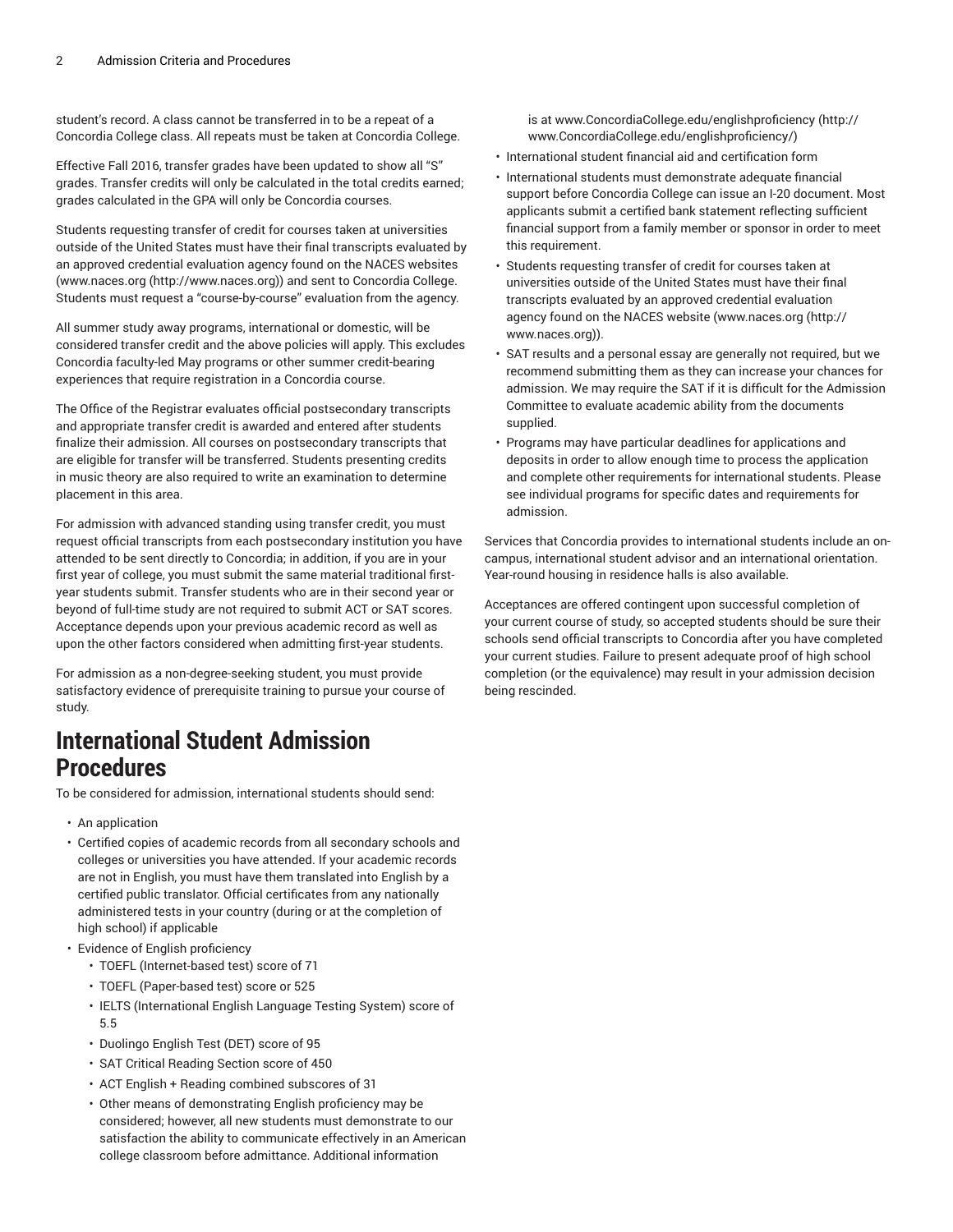student's record. A class cannot be transferred in to be a repeat of a Concordia College class. All repeats must be taken at Concordia College.

Effective Fall 2016, transfer grades have been updated to show all "S" grades. Transfer credits will only be calculated in the total credits earned; grades calculated in the GPA will only be Concordia courses.

Students requesting transfer of credit for courses taken at universities outside of the United States must have their final transcripts evaluated by an approved credential evaluation agency found on the NACES websites (www.naces.org (http://www.naces.org)) and sent to Concordia College. Students must request a "course-by-course" evaluation from the agency.

All summer study away programs, international or domestic, will be considered transfer credit and the above policies will apply. This excludes Concordia faculty-led May programs or other summer credit-bearing experiences that require registration in a Concordia course.

The Office of the Registrar evaluates official postsecondary transcripts and appropriate transfer credit is awarded and entered after students finalize their admission. All courses on postsecondary transcripts that are eligible for transfer will be transferred. Students presenting credits in music theory are also required to write an examination to determine placement in this area.

For admission with advanced standing using transfer credit, you must request official transcripts from each postsecondary institution you have attended to be sent directly to Concordia; in addition, if you are in your first year of college, you must submit the same material traditional first-year students submit. Transfer students who are in their second year or beyond of full-time study are not required to submit ACT or SAT scores. Acceptance depends upon your previous academic record as well as upon the other factors considered when admitting first-year students.

For admission as a non-degree-seeking student, you must provide satisfactory evidence of prerequisite training to pursue your course of study.

## International Student Admission Procedures

To be considered for admission, international students should send:

- An application
- Certified copies of academic records from all secondary schools and colleges or universities you have attended. If your academic records are not in English, you must have them translated into English by a certified public translator. Official certificates from any nationally administered tests in your country (during or at the completion of high school) if applicable
- Evidence of English proficiency
  - TOEFL (Internet-based test) score of 71
  - TOEFL (Paper-based test) score or 525
  - IELTS (International English Language Testing System) score of 5.5
  - Duolingo English Test (DET) score of 95
  - SAT Critical Reading Section score of 450
  - ACT English + Reading combined subscores of 31
  - Other means of demonstrating English proficiency may be considered; however, all new students must demonstrate to our satisfaction the ability to communicate effectively in an American college classroom before admittance. Additional information is at www.ConcordiaCollege.edu/englishproficiency (http://www.ConcordiaCollege.edu/englishproficiency/)
- International student financial aid and certification form
- International students must demonstrate adequate financial support before Concordia College can issue an I-20 document. Most applicants submit a certified bank statement reflecting sufficient financial support from a family member or sponsor in order to meet this requirement.
- Students requesting transfer of credit for courses taken at universities outside of the United States must have their final transcripts evaluated by an approved credential evaluation agency found on the NACES website (www.naces.org (http://www.naces.org)).
- SAT results and a personal essay are generally not required, but we recommend submitting them as they can increase your chances for admission. We may require the SAT if it is difficult for the Admission Committee to evaluate academic ability from the documents supplied.
- Programs may have particular deadlines for applications and deposits in order to allow enough time to process the application and complete other requirements for international students. Please see individual programs for specific dates and requirements for admission.

Services that Concordia provides to international students include an on-campus, international student advisor and an international orientation. Year-round housing in residence halls is also available.

Acceptances are offered contingent upon successful completion of your current course of study, so accepted students should be sure their schools send official transcripts to Concordia after you have completed your current studies. Failure to present adequate proof of high school completion (or the equivalence) may result in your admission decision being rescinded.